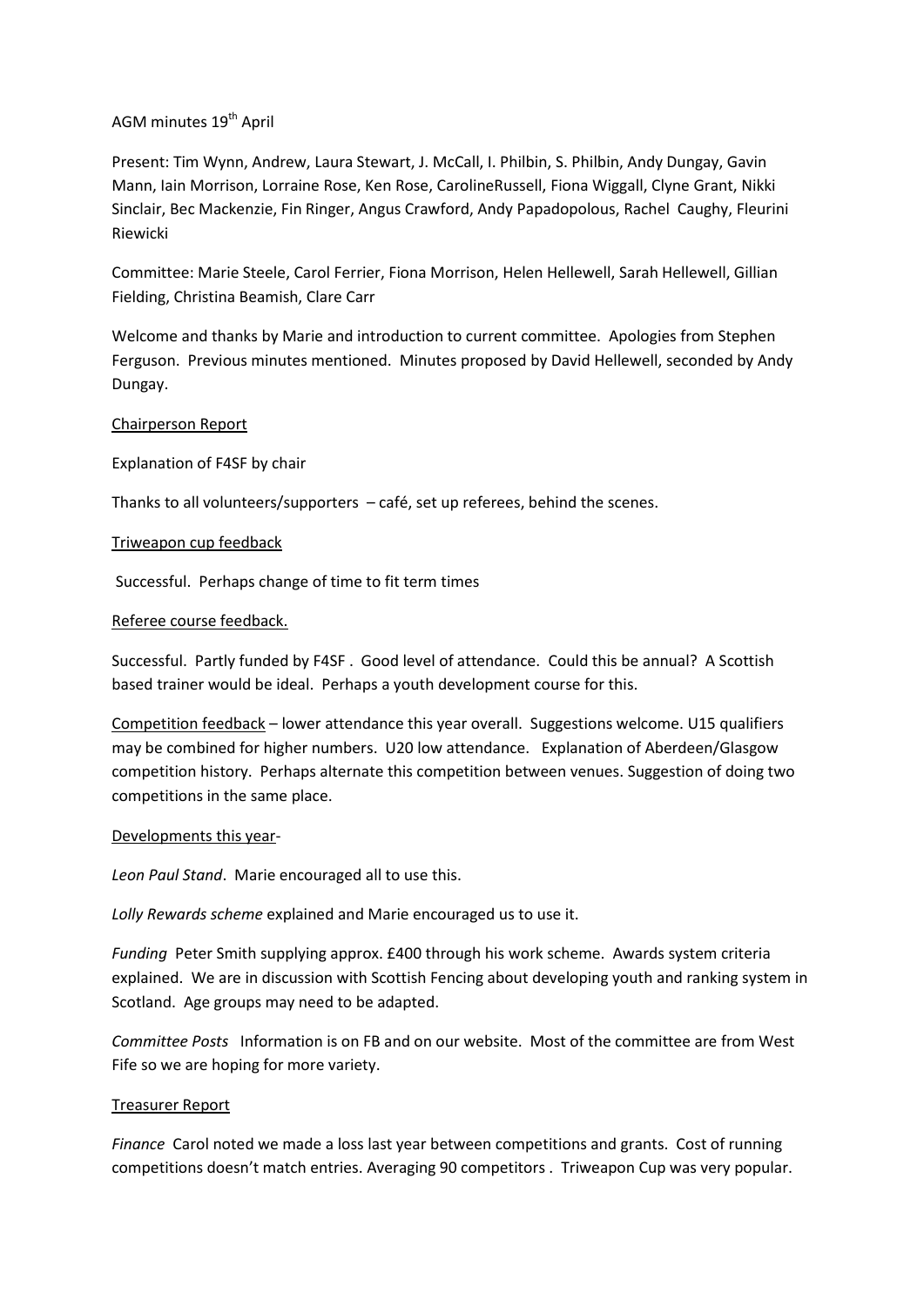AGM minutes 19th April

Present: Tim Wynn, Andrew, Laura Stewart, J. McCall, I. Philbin, S. Philbin, Andy Dungay, Gavin Mann, Iain Morrison, Lorraine Rose, Ken Rose, CarolineRussell, Fiona Wiggall, Clyne Grant, Nikki Sinclair, Bec Mackenzie, Fin Ringer, Angus Crawford, Andy Papadopolous, Rachel Caughy, Fleurini Riewicki

Committee: Marie Steele, Carol Ferrier, Fiona Morrison, Helen Hellewell, Sarah Hellewell, Gillian Fielding, Christina Beamish, Clare Carr

Welcome and thanks by Marie and introduction to current committee. Apologies from Stephen Ferguson. Previous minutes mentioned. Minutes proposed by David Hellewell, seconded by Andy Dungay.

Chairperson Report

Explanation of F4SF by chair

Thanks to all volunteers/supporters – café, set up referees, behind the scenes.

Triweapon cup feedback

Successful. Perhaps change of time to fit term times

Referee course feedback.

Successful. Partly funded by F4SF . Good level of attendance. Could this be annual? A Scottish based trainer would be ideal. Perhaps a youth development course for this.

Competition feedback – lower attendance this year overall. Suggestions welcome. U15 qualifiers may be combined for higher numbers. U20 low attendance. Explanation of Aberdeen/Glasgow competition history. Perhaps alternate this competition between venues. Suggestion of doing two competitions in the same place.

Developments this year-

*Leon Paul Stand*. Marie encouraged all to use this.

*Lolly Rewards scheme* explained and Marie encouraged us to use it.

*Funding* Peter Smith supplying approx. £400 through his work scheme. Awards system criteria explained. We are in discussion with Scottish Fencing about developing youth and ranking system in Scotland. Age groups may need to be adapted.

*Committee Posts* Information is on FB and on our website. Most of the committee are from West Fife so we are hoping for more variety.

Treasurer Report

*Finance* Carol noted we made a loss last year between competitions and grants. Cost of running competitions doesn't match entries. Averaging 90 competitors . Triweapon Cup was very popular.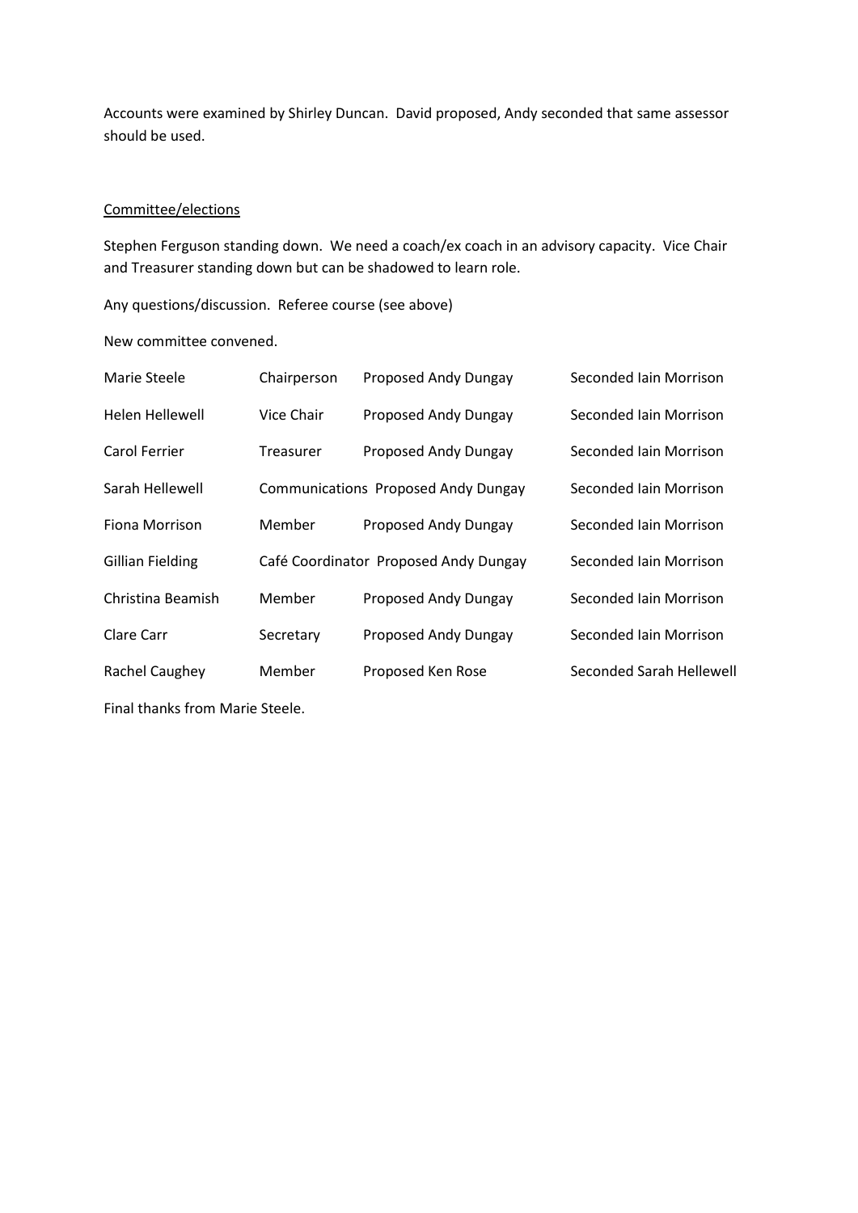Accounts were examined by Shirley Duncan. David proposed, Andy seconded that same assessor should be used.

<u>Committee/elections</u>

Stephen Ferguson standing down. We need a coach/ex coach in an advisory capacity. Vice Chair and Treasurer standing down but can be shadowed to learn role.

Any questions/discussion. Referee course (see above)

New committee convened.

| | | | |
|---|---|---|---|
| Marie Steele | Chairperson | Proposed Andy Dungay | Seconded Iain Morrison |
| Helen Hellewell | Vice Chair | Proposed Andy Dungay | Seconded Iain Morrison |
| Carol Ferrier | Treasurer | Proposed Andy Dungay | Seconded Iain Morrison |
| Sarah Hellewell | Communications | Proposed Andy Dungay | Seconded Iain Morrison |
| Fiona Morrison | Member | Proposed Andy Dungay | Seconded Iain Morrison |
| Gillian Fielding | Café Coordinator | Proposed Andy Dungay | Seconded Iain Morrison |
| Christina Beamish | Member | Proposed Andy Dungay | Seconded Iain Morrison |
| Clare Carr | Secretary | Proposed Andy Dungay | Seconded Iain Morrison |
| Rachel Caughey | Member | Proposed Ken Rose | Seconded Sarah Hellewell |

Final thanks from Marie Steele.